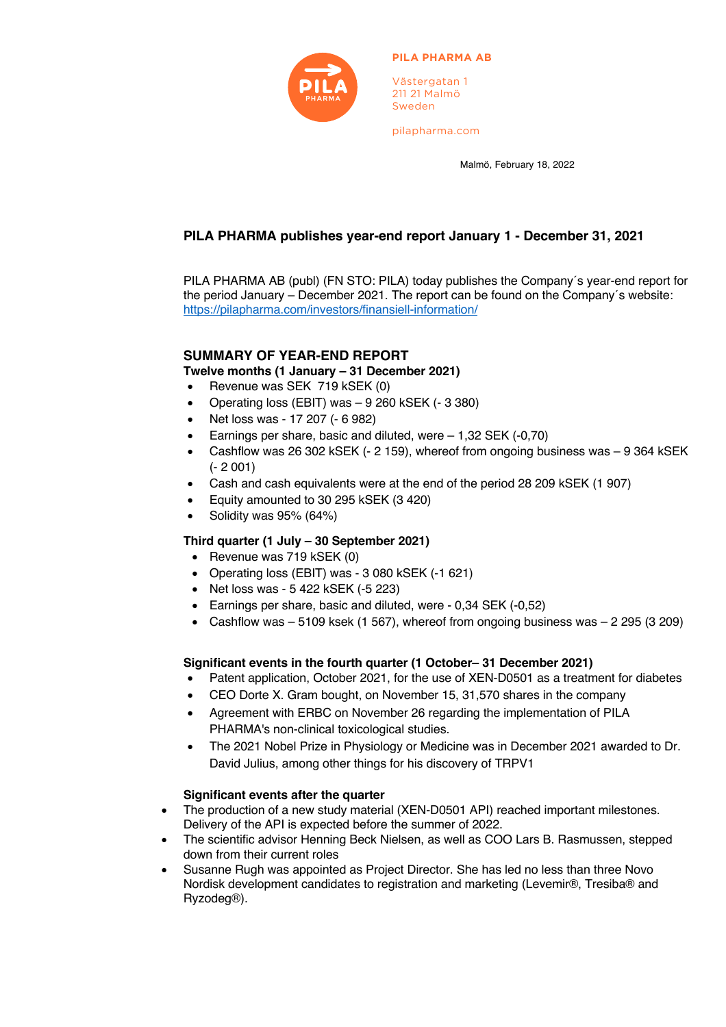PILA PHARMA AB

Västergatan 1
211 21 Malmö
Sweden

pilapharma.com

Malmö, February 18, 2022

## PILA PHARMA publishes year-end report January 1 - December 31, 2021

PILA PHARMA AB (publ) (FN STO: PILA) today publishes the Company´s year-end report for the period January – December 2021. The report can be found on the Company´s website: https://pilapharma.com/investors/finansiell-information/

## SUMMARY OF YEAR-END REPORT

**Twelve months (1 January – 31 December 2021)**

- Revenue was SEK 719 kSEK (0)
- Operating loss (EBIT) was – 9 260 kSEK (- 3 380)
- Net loss was - 17 207 (- 6 982)
- Earnings per share, basic and diluted, were – 1,32 SEK (-0,70)
- Cashflow was 26 302 kSEK (- 2 159), whereof from ongoing business was – 9 364 kSEK (- 2 001)
- Cash and cash equivalents were at the end of the period 28 209 kSEK (1 907)
- Equity amounted to 30 295 kSEK (3 420)
- Solidity was 95% (64%)

**Third quarter (1 July – 30 September 2021)**

- Revenue was 719 kSEK (0)
- Operating loss (EBIT) was - 3 080 kSEK (-1 621)
- Net loss was - 5 422 kSEK (-5 223)
- Earnings per share, basic and diluted, were - 0,34 SEK (-0,52)
- Cashflow was – 5109 ksek (1 567), whereof from ongoing business was – 2 295 (3 209)

**Significant events in the fourth quarter (1 October– 31 December 2021)**

- Patent application, October 2021, for the use of XEN-D0501 as a treatment for diabetes
- CEO Dorte X. Gram bought, on November 15, 31,570 shares in the company
- Agreement with ERBC on November 26 regarding the implementation of PILA PHARMA's non-clinical toxicological studies.
- The 2021 Nobel Prize in Physiology or Medicine was in December 2021 awarded to Dr. David Julius, among other things for his discovery of TRPV1

**Significant events after the quarter**

- The production of a new study material (XEN-D0501 API) reached important milestones. Delivery of the API is expected before the summer of 2022.
- The scientific advisor Henning Beck Nielsen, as well as COO Lars B. Rasmussen, stepped down from their current roles
- Susanne Rugh was appointed as Project Director. She has led no less than three Novo Nordisk development candidates to registration and marketing (Levemir®, Tresiba® and Ryzodeg®).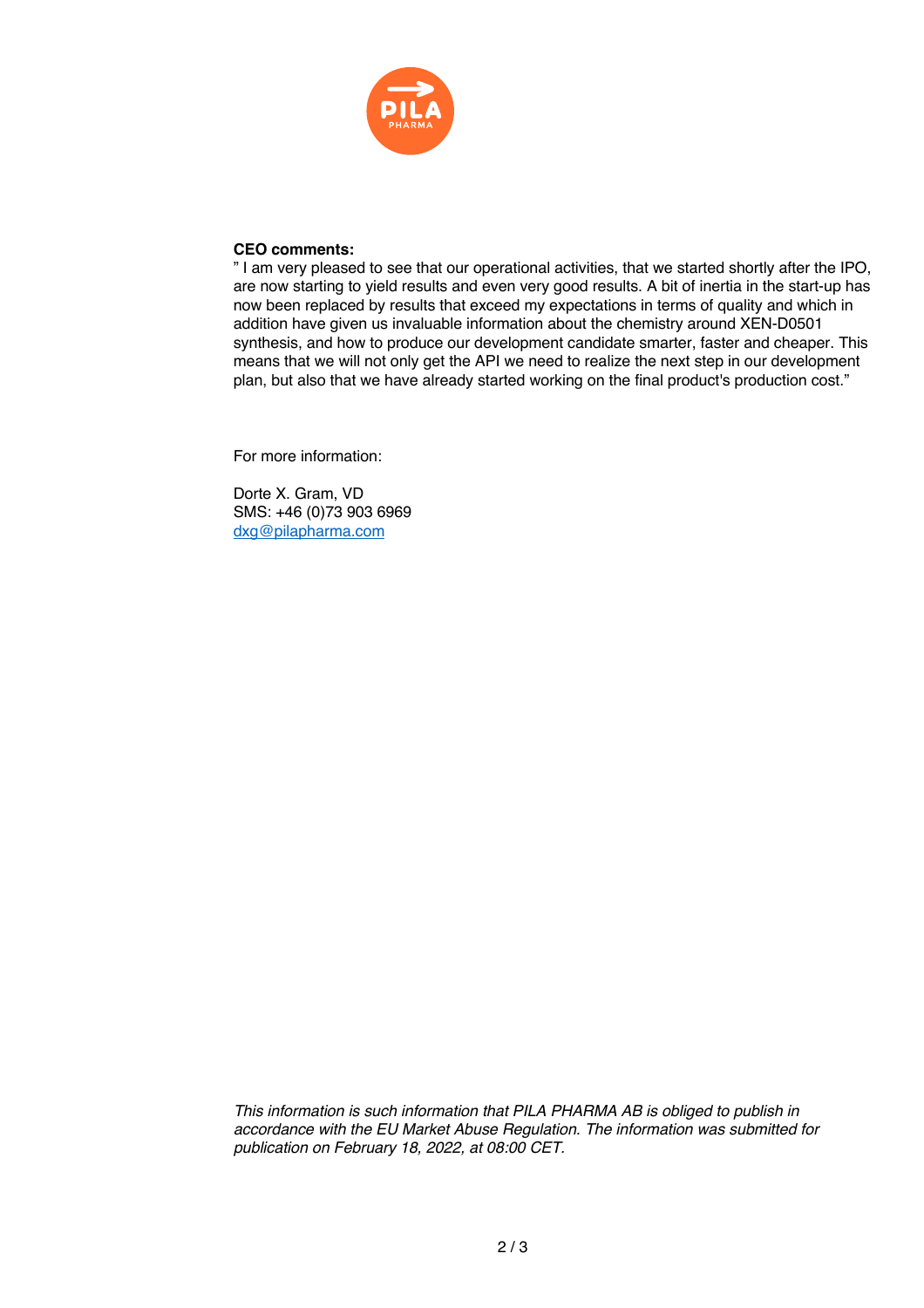**CEO comments:**

" I am very pleased to see that our operational activities, that we started shortly after the IPO, are now starting to yield results and even very good results. A bit of inertia in the start-up has now been replaced by results that exceed my expectations in terms of quality and which in addition have given us invaluable information about the chemistry around XEN-D0501 synthesis, and how to produce our development candidate smarter, faster and cheaper. This means that we will not only get the API we need to realize the next step in our development plan, but also that we have already started working on the final product's production cost."

For more information:

Dorte X. Gram, VD
SMS: +46 (0)73 903 6969
dxg@pilapharma.com

*This information is such information that PILA PHARMA AB is obliged to publish in accordance with the EU Market Abuse Regulation. The information was submitted for publication on February 18, 2022, at 08:00 CET.*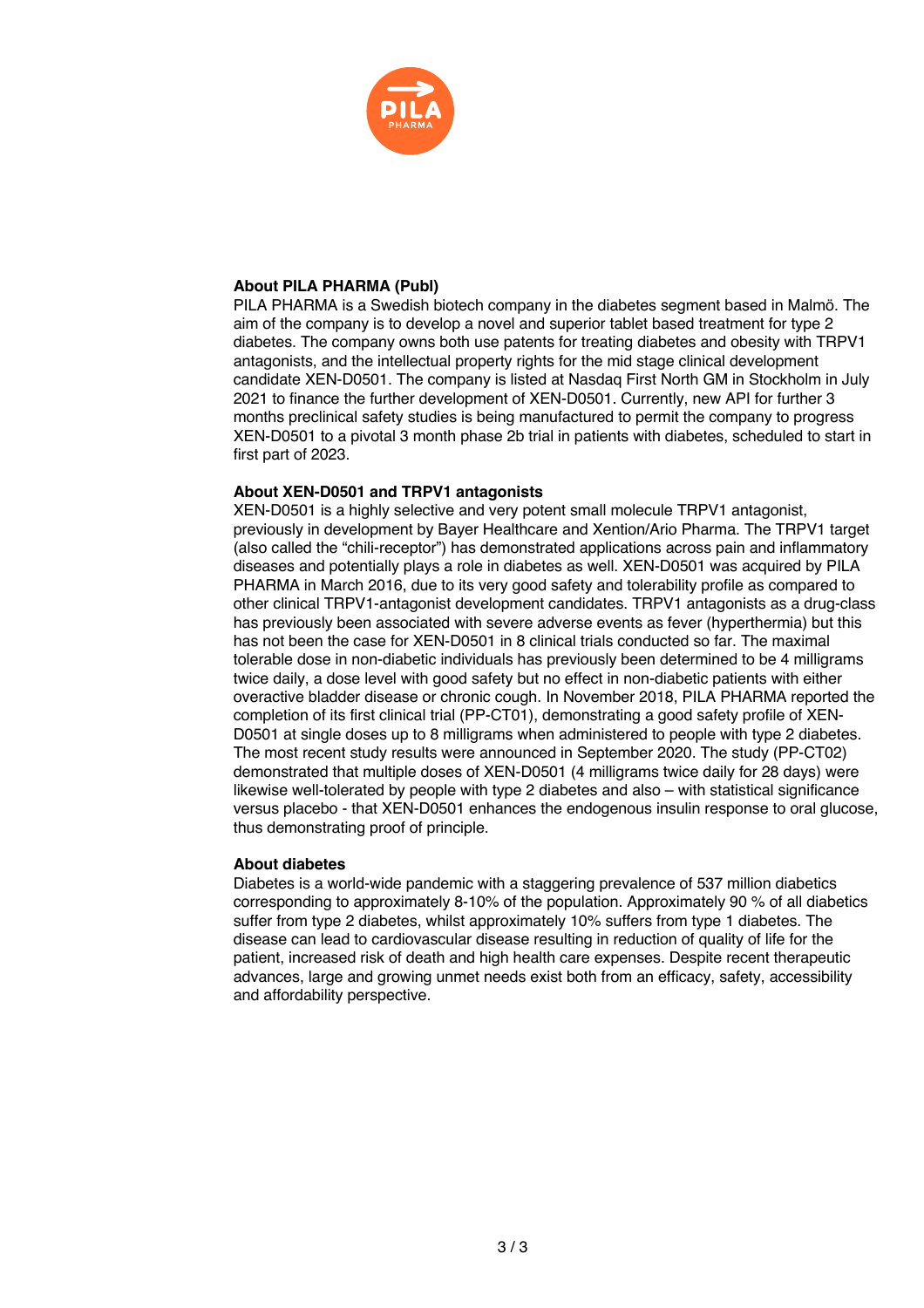**About PILA PHARMA (Publ)**
PILA PHARMA is a Swedish biotech company in the diabetes segment based in Malmö. The aim of the company is to develop a novel and superior tablet based treatment for type 2 diabetes. The company owns both use patents for treating diabetes and obesity with TRPV1 antagonists, and the intellectual property rights for the mid stage clinical development candidate XEN-D0501. The company is listed at Nasdaq First North GM in Stockholm in July 2021 to finance the further development of XEN-D0501. Currently, new API for further 3 months preclinical safety studies is being manufactured to permit the company to progress XEN-D0501 to a pivotal 3 month phase 2b trial in patients with diabetes, scheduled to start in first part of 2023.

**About XEN-D0501 and TRPV1 antagonists**
XEN-D0501 is a highly selective and very potent small molecule TRPV1 antagonist, previously in development by Bayer Healthcare and Xention/Ario Pharma. The TRPV1 target (also called the "chili-receptor") has demonstrated applications across pain and inflammatory diseases and potentially plays a role in diabetes as well. XEN-D0501 was acquired by PILA PHARMA in March 2016, due to its very good safety and tolerability profile as compared to other clinical TRPV1-antagonist development candidates. TRPV1 antagonists as a drug-class has previously been associated with severe adverse events as fever (hyperthermia) but this has not been the case for XEN-D0501 in 8 clinical trials conducted so far. The maximal tolerable dose in non-diabetic individuals has previously been determined to be 4 milligrams twice daily, a dose level with good safety but no effect in non-diabetic patients with either overactive bladder disease or chronic cough. In November 2018, PILA PHARMA reported the completion of its first clinical trial (PP-CT01), demonstrating a good safety profile of XEN-D0501 at single doses up to 8 milligrams when administered to people with type 2 diabetes. The most recent study results were announced in September 2020. The study (PP-CT02) demonstrated that multiple doses of XEN-D0501 (4 milligrams twice daily for 28 days) were likewise well-tolerated by people with type 2 diabetes and also – with statistical significance versus placebo - that XEN-D0501 enhances the endogenous insulin response to oral glucose, thus demonstrating proof of principle.

**About diabetes**
Diabetes is a world-wide pandemic with a staggering prevalence of 537 million diabetics corresponding to approximately 8-10% of the population. Approximately 90 % of all diabetics suffer from type 2 diabetes, whilst approximately 10% suffers from type 1 diabetes. The disease can lead to cardiovascular disease resulting in reduction of quality of life for the patient, increased risk of death and high health care expenses. Despite recent therapeutic advances, large and growing unmet needs exist both from an efficacy, safety, accessibility and affordability perspective.